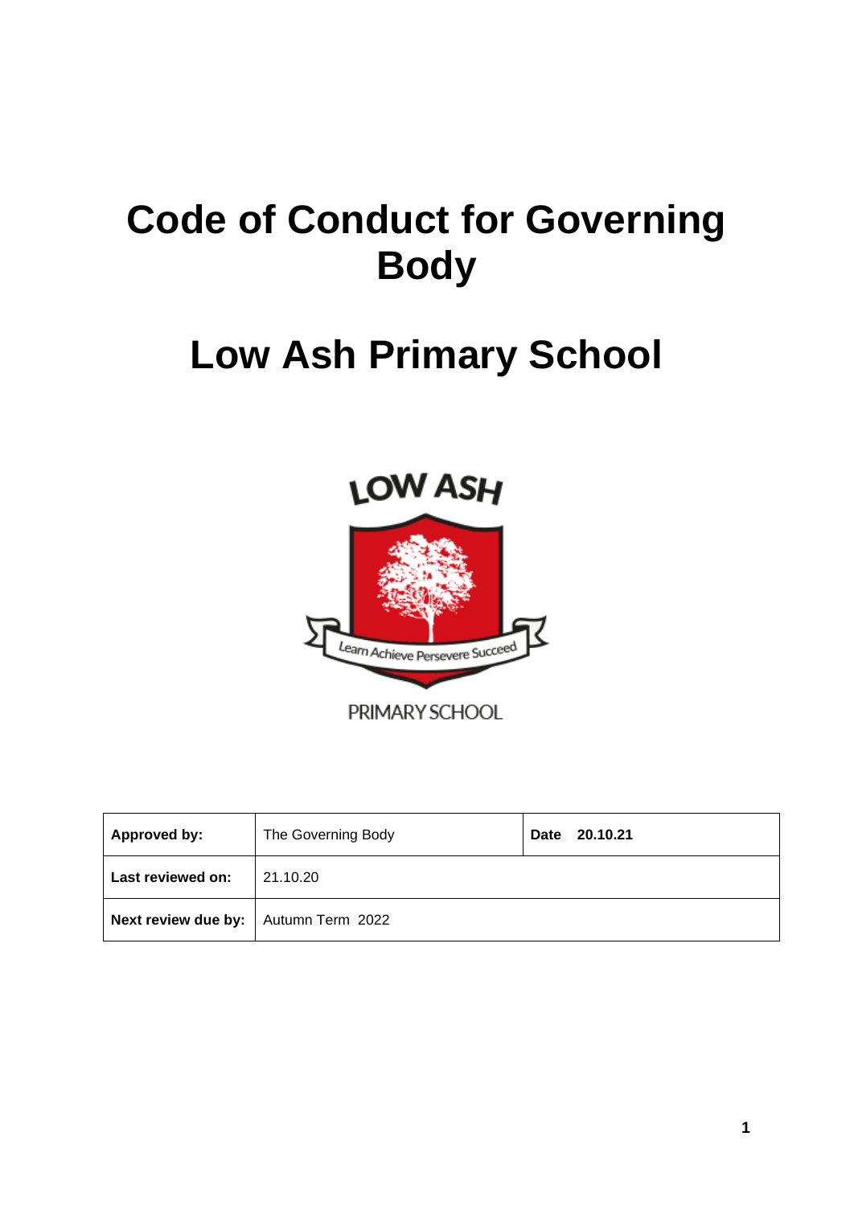# Code of Conduct for Governing Body

# Low Ash Primary School

| Approved by: | The Governing Body | Date 20.10.21 |
|---|---|---|
| Last reviewed on: | 21.10.20 | |
| Next review due by: | Autumn Term 2022 | |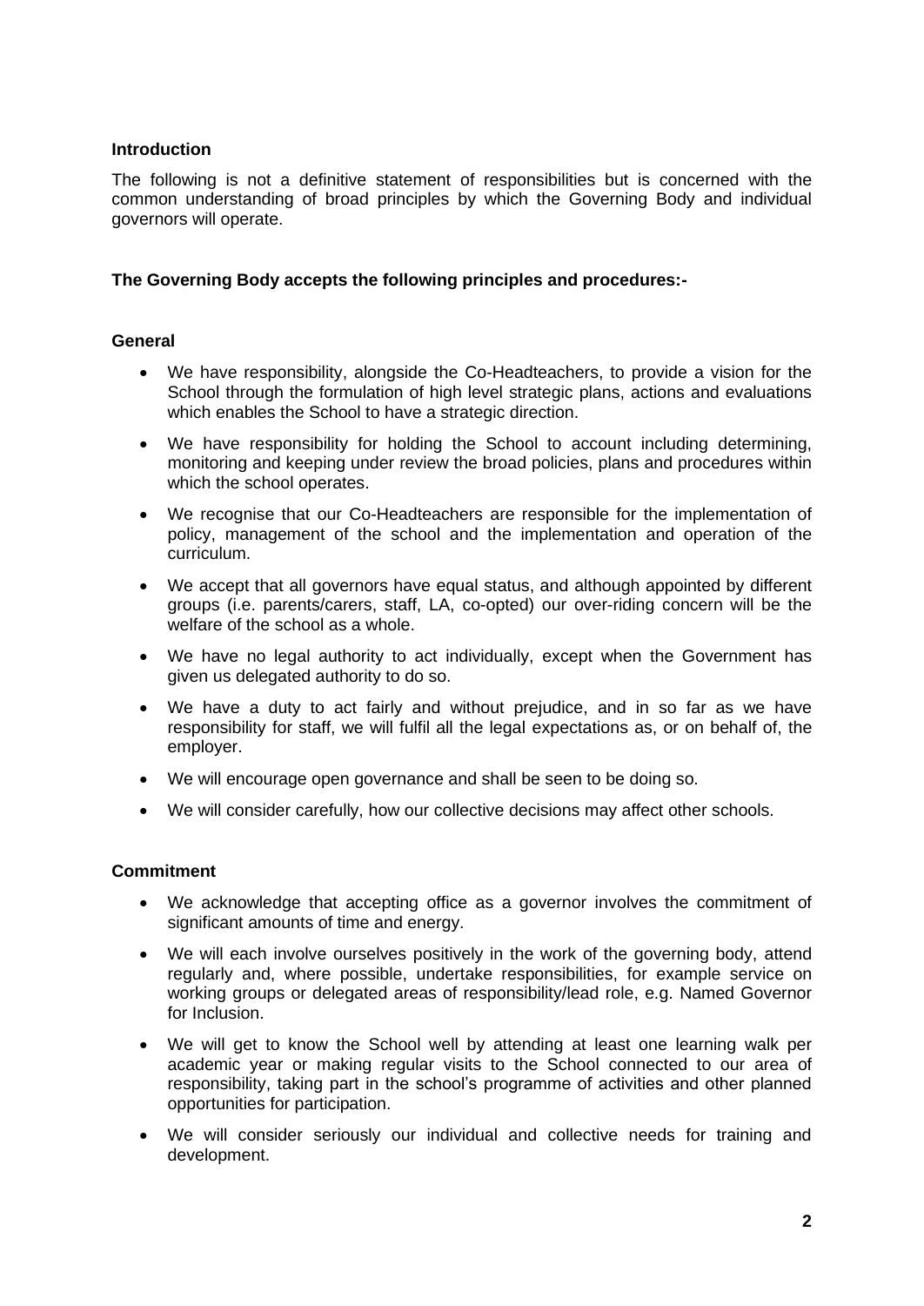**Introduction**

The following is not a definitive statement of responsibilities but is concerned with the common understanding of broad principles by which the Governing Body and individual governors will operate.

**The Governing Body accepts the following principles and procedures:-**

**General**

- We have responsibility, alongside the Co-Headteachers, to provide a vision for the School through the formulation of high level strategic plans, actions and evaluations which enables the School to have a strategic direction.
- We have responsibility for holding the School to account including determining, monitoring and keeping under review the broad policies, plans and procedures within which the school operates.
- We recognise that our Co-Headteachers are responsible for the implementation of policy, management of the school and the implementation and operation of the curriculum.
- We accept that all governors have equal status, and although appointed by different groups (i.e. parents/carers, staff, LA, co-opted) our over-riding concern will be the welfare of the school as a whole.
- We have no legal authority to act individually, except when the Government has given us delegated authority to do so.
- We have a duty to act fairly and without prejudice, and in so far as we have responsibility for staff, we will fulfil all the legal expectations as, or on behalf of, the employer.
- We will encourage open governance and shall be seen to be doing so.
- We will consider carefully, how our collective decisions may affect other schools.

**Commitment**

- We acknowledge that accepting office as a governor involves the commitment of significant amounts of time and energy.
- We will each involve ourselves positively in the work of the governing body, attend regularly and, where possible, undertake responsibilities, for example service on working groups or delegated areas of responsibility/lead role, e.g. Named Governor for Inclusion.
- We will get to know the School well by attending at least one learning walk per academic year or making regular visits to the School connected to our area of responsibility, taking part in the school's programme of activities and other planned opportunities for participation.
- We will consider seriously our individual and collective needs for training and development.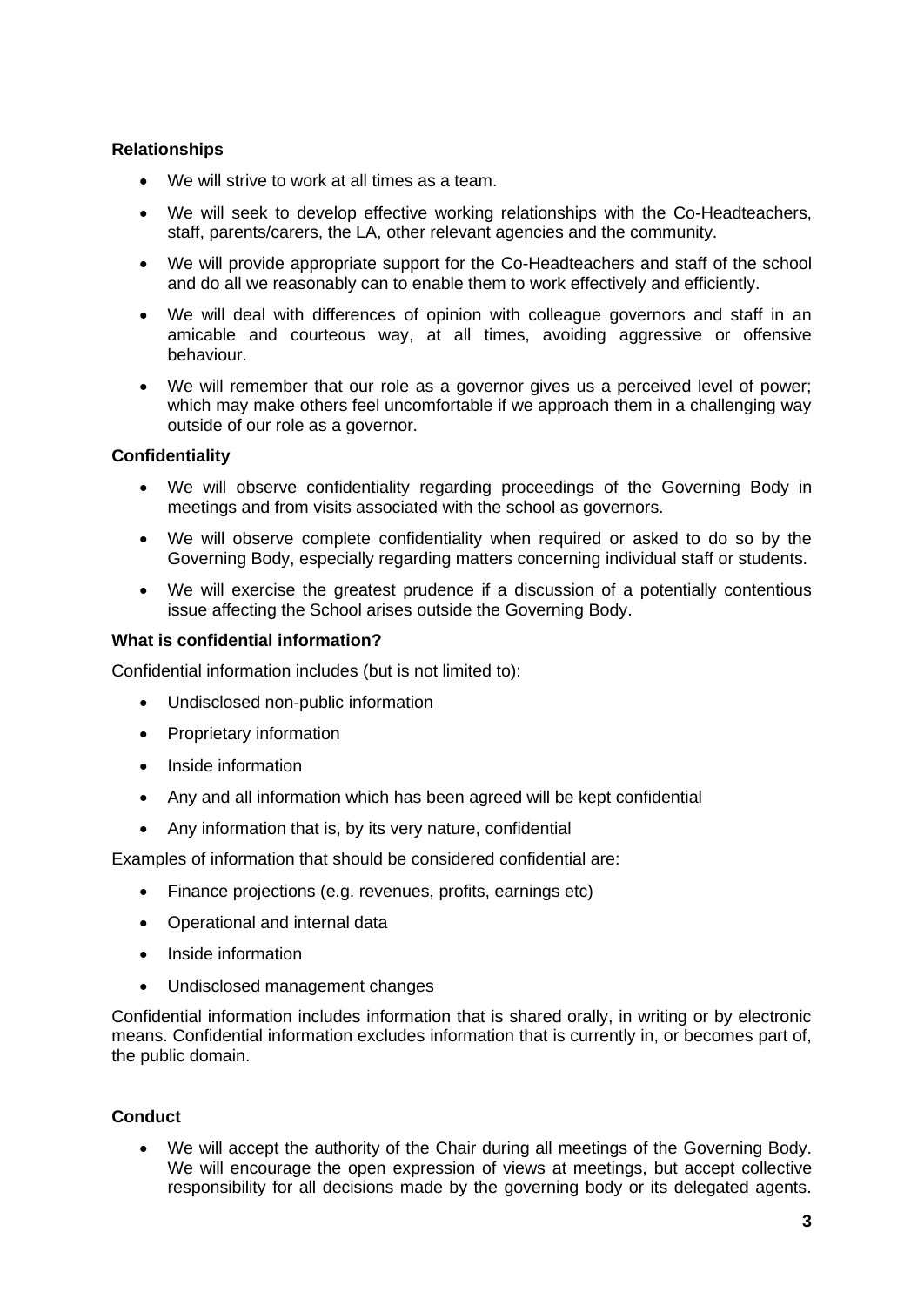**Relationships**

- We will strive to work at all times as a team.
- We will seek to develop effective working relationships with the Co-Headteachers, staff, parents/carers, the LA, other relevant agencies and the community.
- We will provide appropriate support for the Co-Headteachers and staff of the school and do all we reasonably can to enable them to work effectively and efficiently.
- We will deal with differences of opinion with colleague governors and staff in an amicable and courteous way, at all times, avoiding aggressive or offensive behaviour.
- We will remember that our role as a governor gives us a perceived level of power; which may make others feel uncomfortable if we approach them in a challenging way outside of our role as a governor.

**Confidentiality**

- We will observe confidentiality regarding proceedings of the Governing Body in meetings and from visits associated with the school as governors.
- We will observe complete confidentiality when required or asked to do so by the Governing Body, especially regarding matters concerning individual staff or students.
- We will exercise the greatest prudence if a discussion of a potentially contentious issue affecting the School arises outside the Governing Body.

**What is confidential information?**

Confidential information includes (but is not limited to):

- Undisclosed non-public information
- Proprietary information
- Inside information
- Any and all information which has been agreed will be kept confidential
- Any information that is, by its very nature, confidential

Examples of information that should be considered confidential are:

- Finance projections (e.g. revenues, profits, earnings etc)
- Operational and internal data
- Inside information
- Undisclosed management changes

Confidential information includes information that is shared orally, in writing or by electronic means. Confidential information excludes information that is currently in, or becomes part of, the public domain.

**Conduct**

- We will accept the authority of the Chair during all meetings of the Governing Body. We will encourage the open expression of views at meetings, but accept collective responsibility for all decisions made by the governing body or its delegated agents.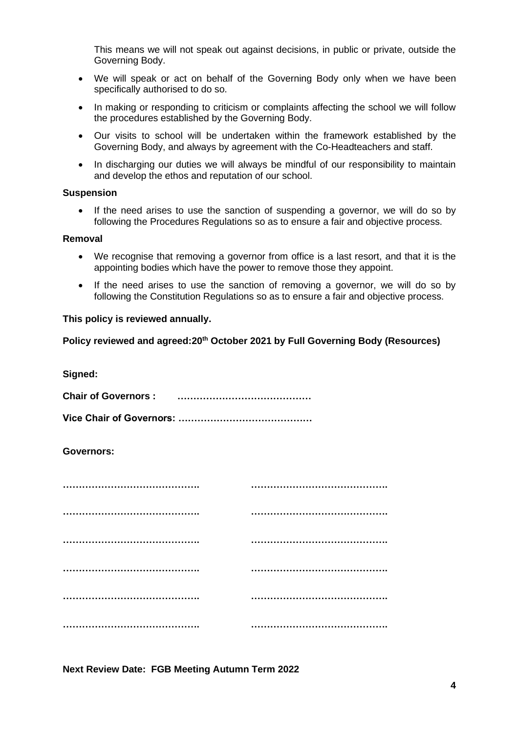This means we will not speak out against decisions, in public or private, outside the Governing Body.

- We will speak or act on behalf of the Governing Body only when we have been specifically authorised to do so.
- In making or responding to criticism or complaints affecting the school we will follow the procedures established by the Governing Body.
- Our visits to school will be undertaken within the framework established by the Governing Body, and always by agreement with the Co-Headteachers and staff.
- In discharging our duties we will always be mindful of our responsibility to maintain and develop the ethos and reputation of our school.

**Suspension**

- If the need arises to use the sanction of suspending a governor, we will do so by following the Procedures Regulations so as to ensure a fair and objective process.

**Removal**

- We recognise that removing a governor from office is a last resort, and that it is the appointing bodies which have the power to remove those they appoint.
- If the need arises to use the sanction of removing a governor, we will do so by following the Constitution Regulations so as to ensure a fair and objective process.

**This policy is reviewed annually.**

**Policy reviewed and agreed:20th October 2021 by Full Governing Body (Resources)**

**Signed:**

**Chair of Governors : ……………………………………**

**Vice Chair of Governors: ……………………………………**

**Governors:**

| | |
|---|---|
| ……………………………………. | ……………………………………. |
| ……………………………………. | ……………………………………. |
| ……………………………………. | ……………………………………. |
| ……………………………………. | ……………………………………. |
| ……………………………………. | ……………………………………. |
| ……………………………………. | ……………………………………. |

**Next Review Date: FGB Meeting Autumn Term 2022**